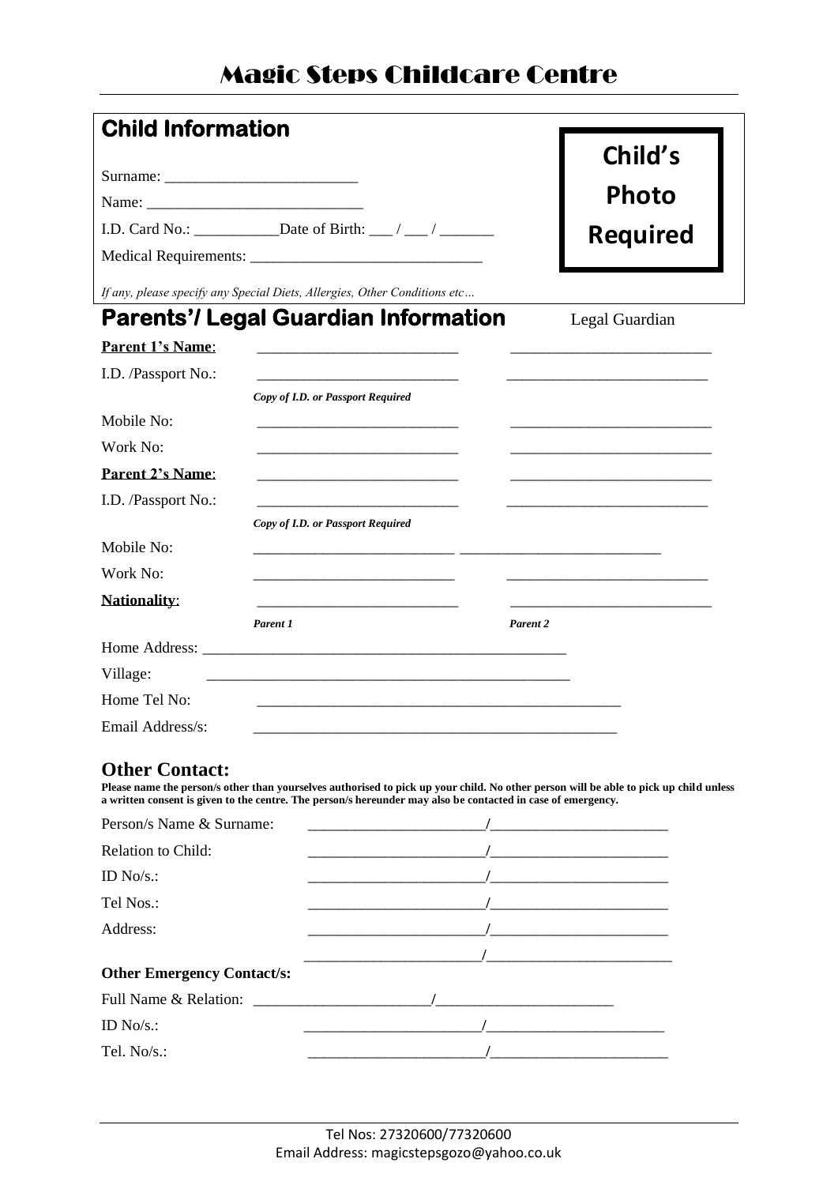# Magic Steps Childcare Centre

## Child Information

**Child's Photo Required**

Surname: ________________________

Name: ___________________________

I.D. Card No.: ___________Date of Birth: ___ / ___ / _______

Medical Requirements: ______________________________

*If any, please specify any Special Diets, Allergies, Other Conditions etc…*

## Parents'/ Legal Guardian Information

| | | Legal Guardian |
|---|---|---|
| **Parent 1's Name**: | __________________________ | __________________________ |
| I.D. /Passport No.: | __________________________ | __________________________ |
| | ***Copy of I.D. or Passport Required*** | |
| Mobile No: | __________________________ | __________________________ |
| Work No: | __________________________ | __________________________ |
| **Parent 2's Name**: | __________________________ | __________________________ |
| I.D. /Passport No.: | __________________________ | __________________________ |
| | ***Copy of I.D. or Passport Required*** | |
| Mobile No: | __________________________ | __________________________ |
| Work No: | __________________________ | __________________________ |
| **Nationality**: | __________________________ | __________________________ |
| | ***Parent 1*** | ***Parent 2*** |

Home Address: _______________________________________________

Village: _______________________________________________

Home Tel No: _______________________________________________

Email Address/s: _______________________________________________

### Other Contact:

**Please name the person/s other than yourselves authorised to pick up your child. No other person will be able to pick up child unless a written consent is given to the centre. The person/s hereunder may also be contacted in case of emergency.**

Person/s Name & Surname: _______________________/_______________________

Relation to Child: _______________________/_______________________

ID No/s.: _______________________/_______________________

Tel Nos.: _______________________/_______________________

Address: _______________________/_______________________

_______________________/_______________________

**Other Emergency Contact/s:**

Full Name & Relation: _______________________/_______________________

ID No/s.: _______________________/_______________________

Tel. No/s.: _______________________/_______________________

Tel Nos: 27320600/77320600
Email Address: magicstepsgozo@yahoo.co.uk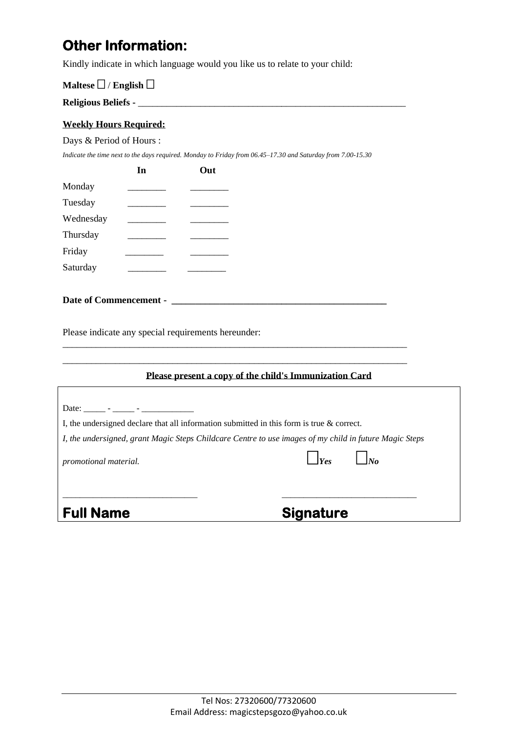## Other Information:

Kindly indicate in which language would you like us to relate to your child:

**Maltese** ☐ / **English** ☐

**Religious Beliefs -** ___________________________________________________________

**Weekly Hours Required:**

Days & Period of Hours :

*Indicate the time next to the days required. Monday to Friday from 06.45–17.30 and Saturday from 7.00-15.30*

| | In | Out |
|---|---|---|
| Monday | ________ | ________ |
| Tuesday | ________ | ________ |
| Wednesday | ________ | ________ |
| Thursday | ________ | ________ |
| Friday | ________ | ________ |
| Saturday | ________ | ________ |

**Date of Commencement - ______________________________________________**

Please indicate any special requirements hereunder:

___________________________________________________________________________

___________________________________________________________________________

**Please present a copy of the child's Immunization Card**

Date: _____ - _____ - ___________

I, the undersigned declare that all information submitted in this form is true & correct.

*I, the undersigned, grant Magic Steps Childcare Centre to use images of my child in future Magic Steps promotional material.* ☐ ***Yes*** ☐ ***No***

____________________________ ____________________________

**Full Name** **Signature**

Tel Nos: 27320600/77320600
Email Address: magicstepsgozo@yahoo.co.uk